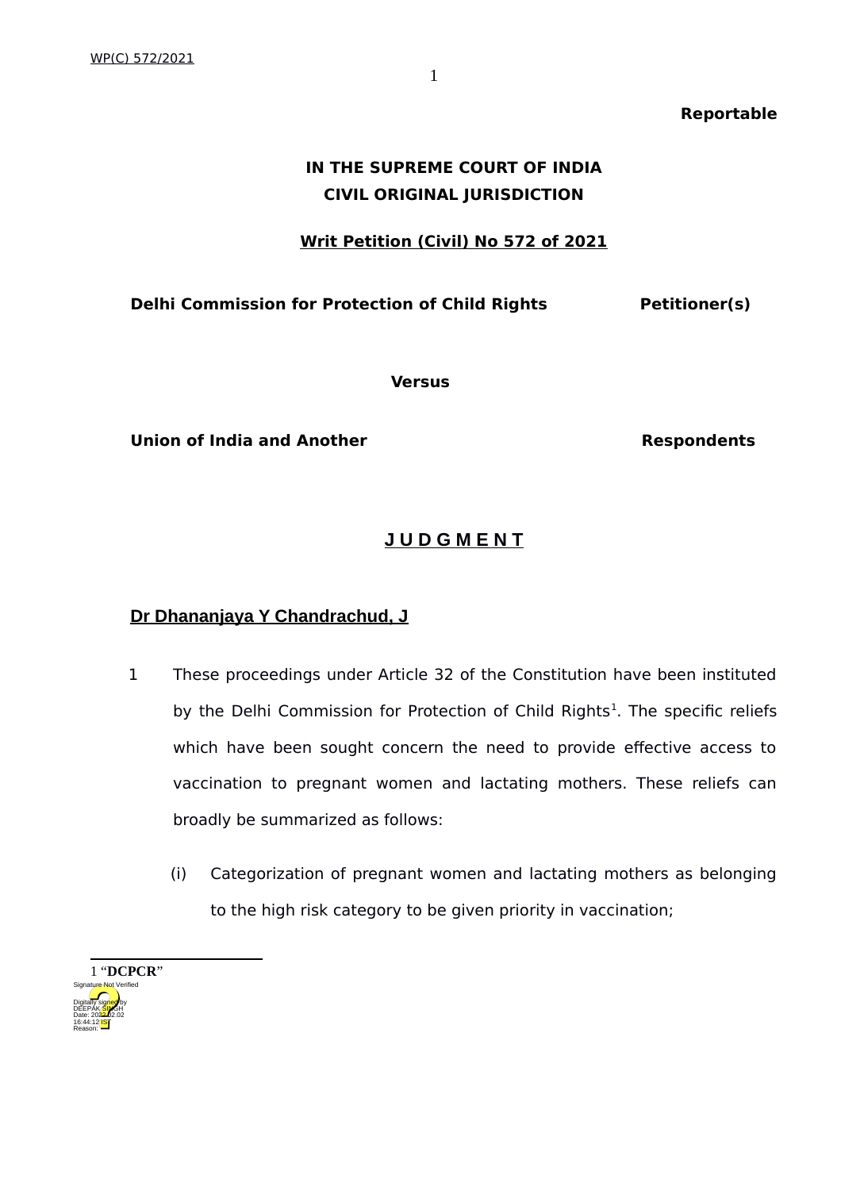**Reportable**

**IN THE SUPREME COURT OF INDIA**
**CIVIL ORIGINAL JURISDICTION**

**Writ Petition (Civil) No 572 of 2021**

**Delhi Commission for Protection of Child Rights** **Petitioner(s)**

**Versus**

**Union of India and Another** **Respondents**

## J U D G M E N T

**Dr Dhananjaya Y Chandrachud, J**

1 These proceedings under Article 32 of the Constitution have been instituted by the Delhi Commission for Protection of Child Rights[1]. The specific reliefs which have been sought concern the need to provide effective access to vaccination to pregnant women and lactating mothers. These reliefs can broadly be summarized as follows:

(i) Categorization of pregnant women and lactating mothers as belonging to the high risk category to be given priority in vaccination;

---

[1] "**DCPCR**"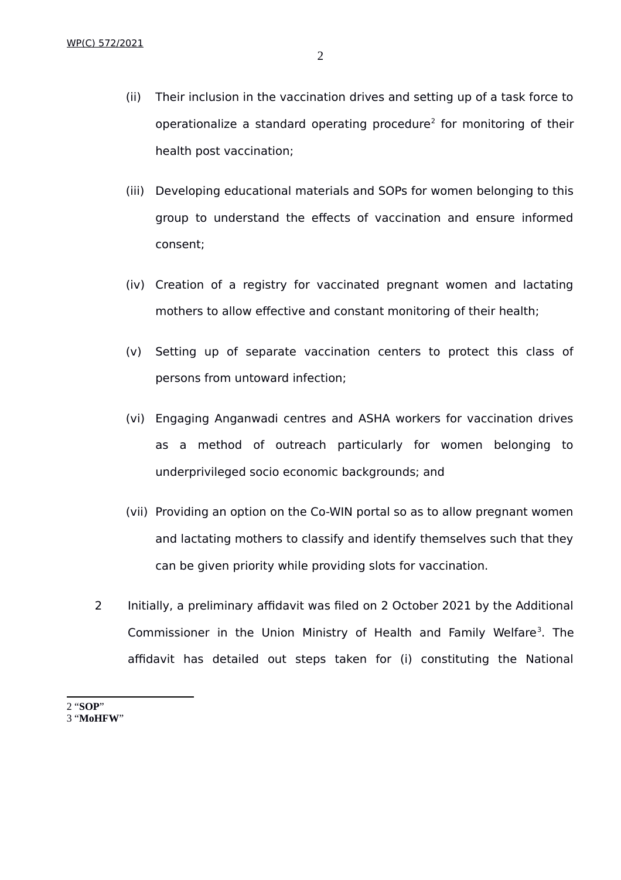(ii) Their inclusion in the vaccination drives and setting up of a task force to operationalize a standard operating procedure[2] for monitoring of their health post vaccination;

(iii) Developing educational materials and SOPs for women belonging to this group to understand the effects of vaccination and ensure informed consent;

(iv) Creation of a registry for vaccinated pregnant women and lactating mothers to allow effective and constant monitoring of their health;

(v) Setting up of separate vaccination centers to protect this class of persons from untoward infection;

(vi) Engaging Anganwadi centres and ASHA workers for vaccination drives as a method of outreach particularly for women belonging to underprivileged socio economic backgrounds; and

(vii) Providing an option on the Co-WIN portal so as to allow pregnant women and lactating mothers to classify and identify themselves such that they can be given priority while providing slots for vaccination.

2 Initially, a preliminary affidavit was filed on 2 October 2021 by the Additional Commissioner in the Union Ministry of Health and Family Welfare[3]. The affidavit has detailed out steps taken for (i) constituting the National

---

2 "**SOP**"

3 "**MoHFW**"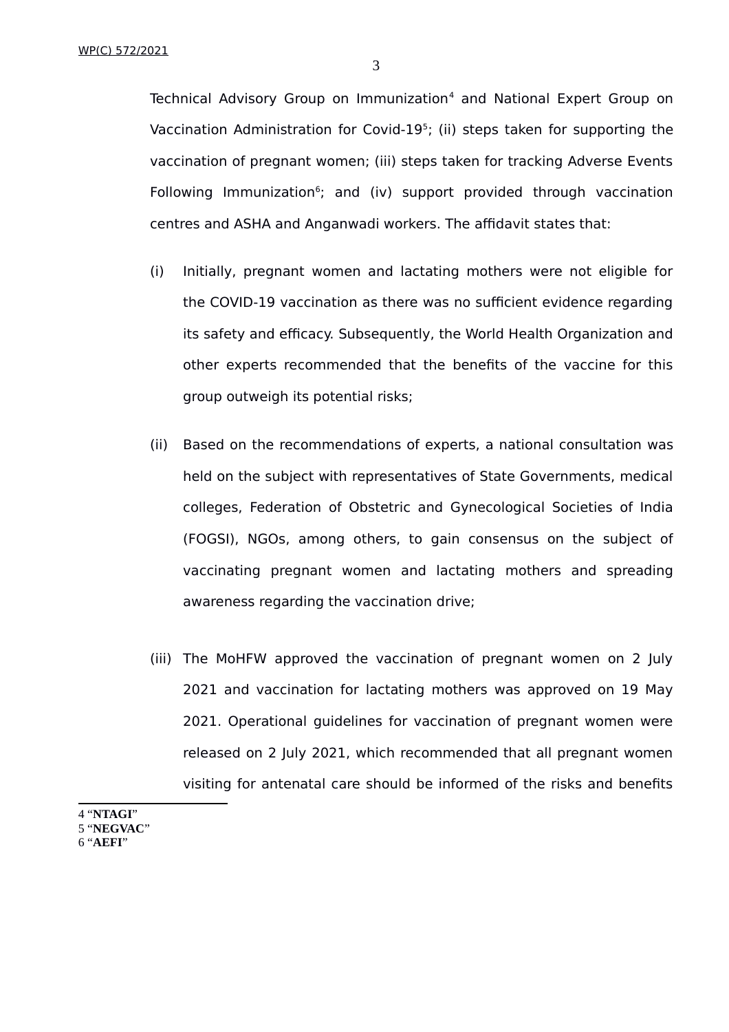Technical Advisory Group on Immunization[4] and National Expert Group on Vaccination Administration for Covid-19[5]; (ii) steps taken for supporting the vaccination of pregnant women; (iii) steps taken for tracking Adverse Events Following Immunization[6]; and (iv) support provided through vaccination centres and ASHA and Anganwadi workers. The affidavit states that:

(i) Initially, pregnant women and lactating mothers were not eligible for the COVID-19 vaccination as there was no sufficient evidence regarding its safety and efficacy. Subsequently, the World Health Organization and other experts recommended that the benefits of the vaccine for this group outweigh its potential risks;

(ii) Based on the recommendations of experts, a national consultation was held on the subject with representatives of State Governments, medical colleges, Federation of Obstetric and Gynecological Societies of India (FOGSI), NGOs, among others, to gain consensus on the subject of vaccinating pregnant women and lactating mothers and spreading awareness regarding the vaccination drive;

(iii) The MoHFW approved the vaccination of pregnant women on 2 July 2021 and vaccination for lactating mothers was approved on 19 May 2021. Operational guidelines for vaccination of pregnant women were released on 2 July 2021, which recommended that all pregnant women visiting for antenatal care should be informed of the risks and benefits

---

4 "**NTAGI**"
5 "**NEGVAC**"
6 "**AEFI**"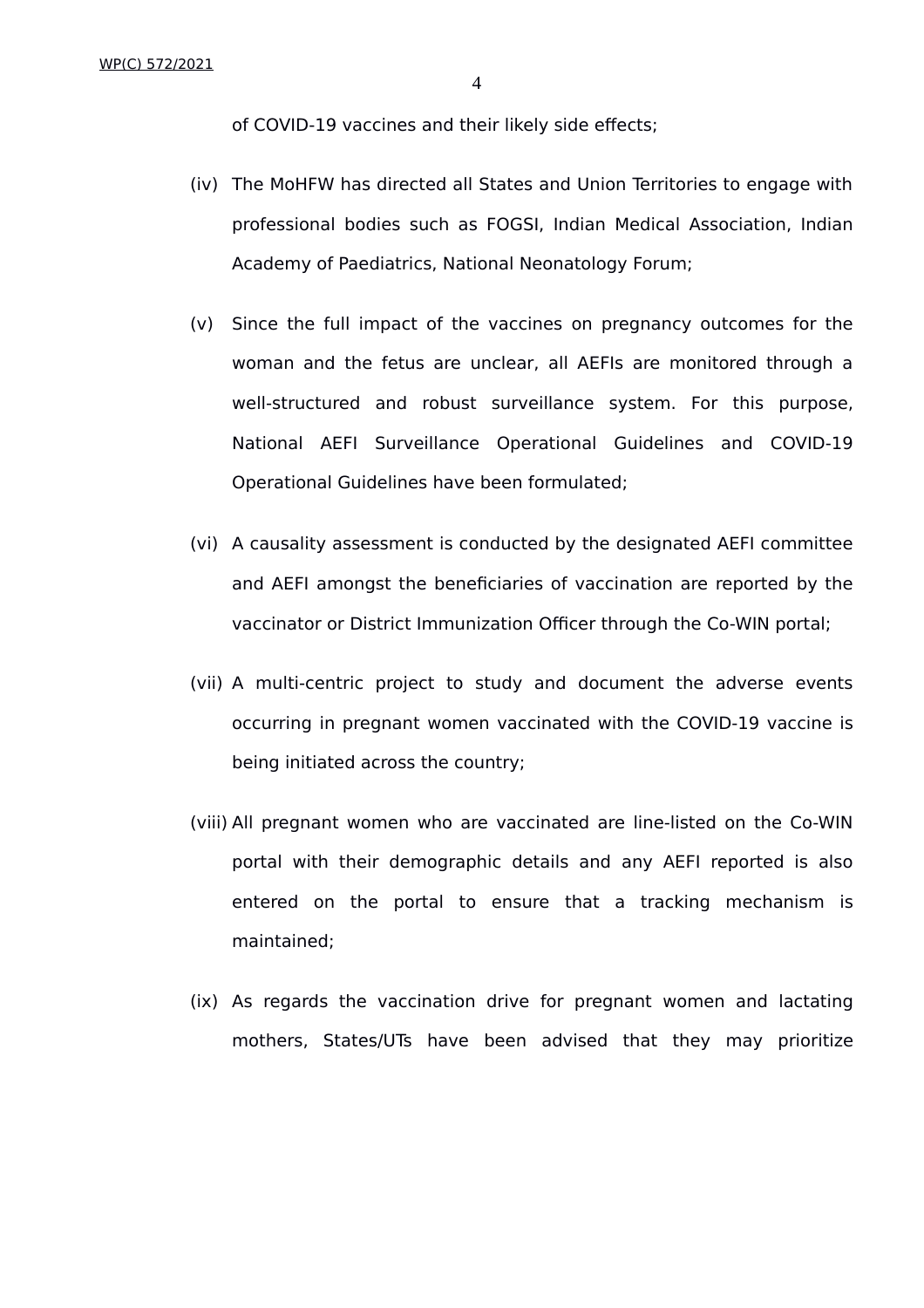of COVID-19 vaccines and their likely side effects;

(iv) The MoHFW has directed all States and Union Territories to engage with professional bodies such as FOGSI, Indian Medical Association, Indian Academy of Paediatrics, National Neonatology Forum;

(v) Since the full impact of the vaccines on pregnancy outcomes for the woman and the fetus are unclear, all AEFIs are monitored through a well-structured and robust surveillance system. For this purpose, National AEFI Surveillance Operational Guidelines and COVID-19 Operational Guidelines have been formulated;

(vi) A causality assessment is conducted by the designated AEFI committee and AEFI amongst the beneficiaries of vaccination are reported by the vaccinator or District Immunization Officer through the Co-WIN portal;

(vii) A multi-centric project to study and document the adverse events occurring in pregnant women vaccinated with the COVID-19 vaccine is being initiated across the country;

(viii) All pregnant women who are vaccinated are line-listed on the Co-WIN portal with their demographic details and any AEFI reported is also entered on the portal to ensure that a tracking mechanism is maintained;

(ix) As regards the vaccination drive for pregnant women and lactating mothers, States/UTs have been advised that they may prioritize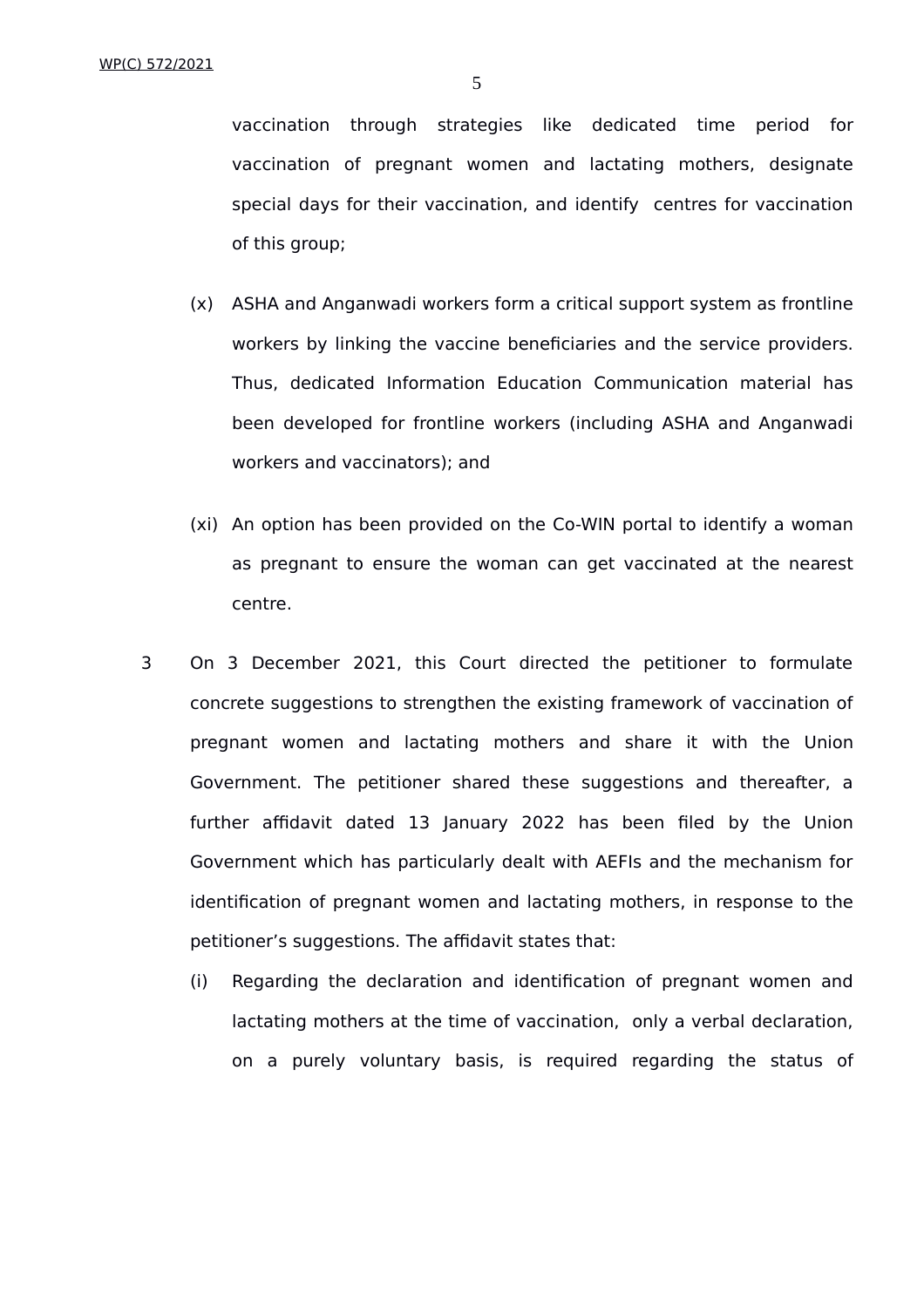vaccination through strategies like dedicated time period for vaccination of pregnant women and lactating mothers, designate special days for their vaccination, and identify centres for vaccination of this group;

(x) ASHA and Anganwadi workers form a critical support system as frontline workers by linking the vaccine beneficiaries and the service providers. Thus, dedicated Information Education Communication material has been developed for frontline workers (including ASHA and Anganwadi workers and vaccinators); and

(xi) An option has been provided on the Co-WIN portal to identify a woman as pregnant to ensure the woman can get vaccinated at the nearest centre.

3 On 3 December 2021, this Court directed the petitioner to formulate concrete suggestions to strengthen the existing framework of vaccination of pregnant women and lactating mothers and share it with the Union Government. The petitioner shared these suggestions and thereafter, a further affidavit dated 13 January 2022 has been filed by the Union Government which has particularly dealt with AEFIs and the mechanism for identification of pregnant women and lactating mothers, in response to the petitioner's suggestions. The affidavit states that:

(i) Regarding the declaration and identification of pregnant women and lactating mothers at the time of vaccination, only a verbal declaration, on a purely voluntary basis, is required regarding the status of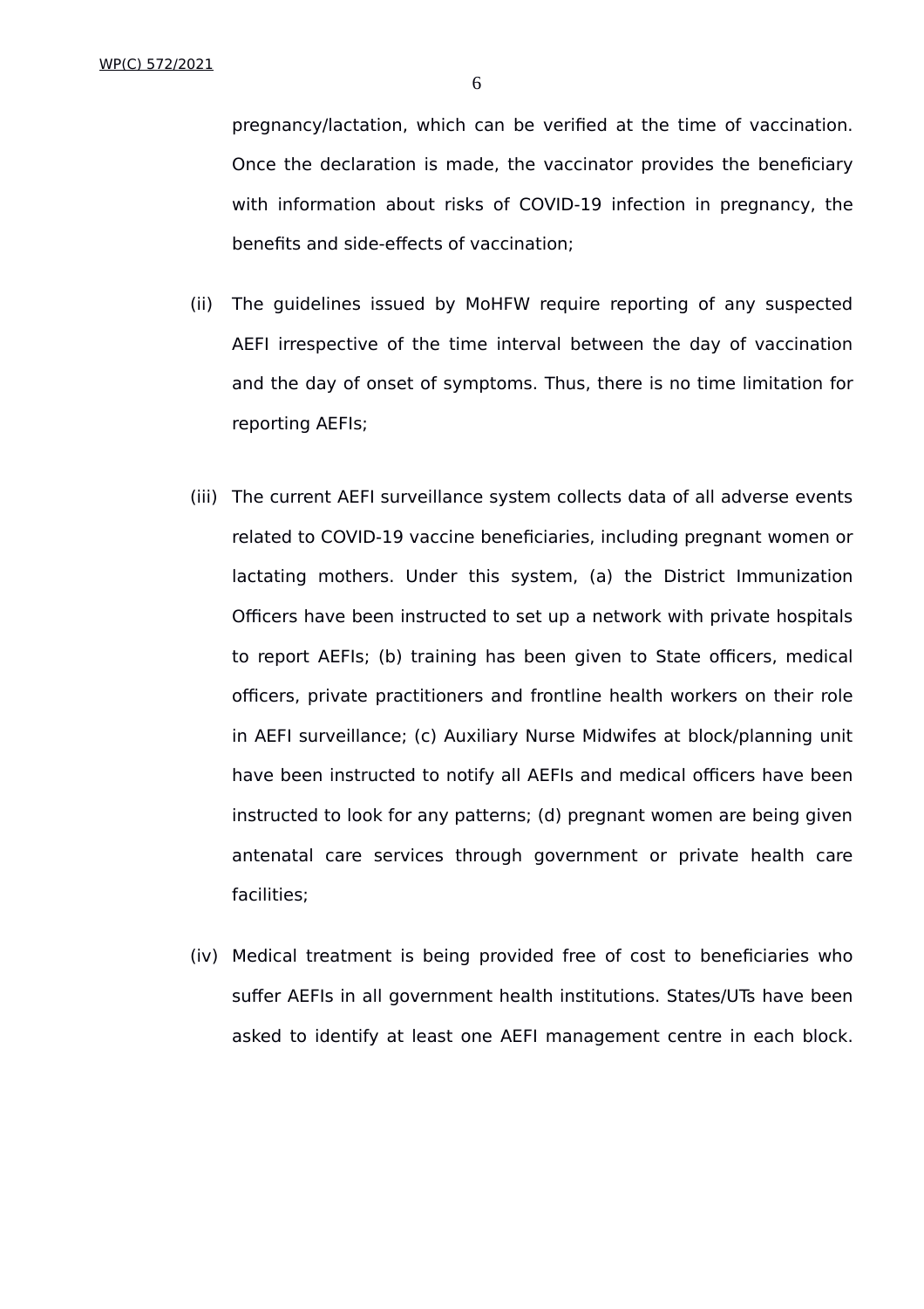pregnancy/lactation, which can be verified at the time of vaccination. Once the declaration is made, the vaccinator provides the beneficiary with information about risks of COVID-19 infection in pregnancy, the benefits and side-effects of vaccination;

(ii) The guidelines issued by MoHFW require reporting of any suspected AEFI irrespective of the time interval between the day of vaccination and the day of onset of symptoms. Thus, there is no time limitation for reporting AEFIs;

(iii) The current AEFI surveillance system collects data of all adverse events related to COVID-19 vaccine beneficiaries, including pregnant women or lactating mothers. Under this system, (a) the District Immunization Officers have been instructed to set up a network with private hospitals to report AEFIs; (b) training has been given to State officers, medical officers, private practitioners and frontline health workers on their role in AEFI surveillance; (c) Auxiliary Nurse Midwifes at block/planning unit have been instructed to notify all AEFIs and medical officers have been instructed to look for any patterns; (d) pregnant women are being given antenatal care services through government or private health care facilities;

(iv) Medical treatment is being provided free of cost to beneficiaries who suffer AEFIs in all government health institutions. States/UTs have been asked to identify at least one AEFI management centre in each block.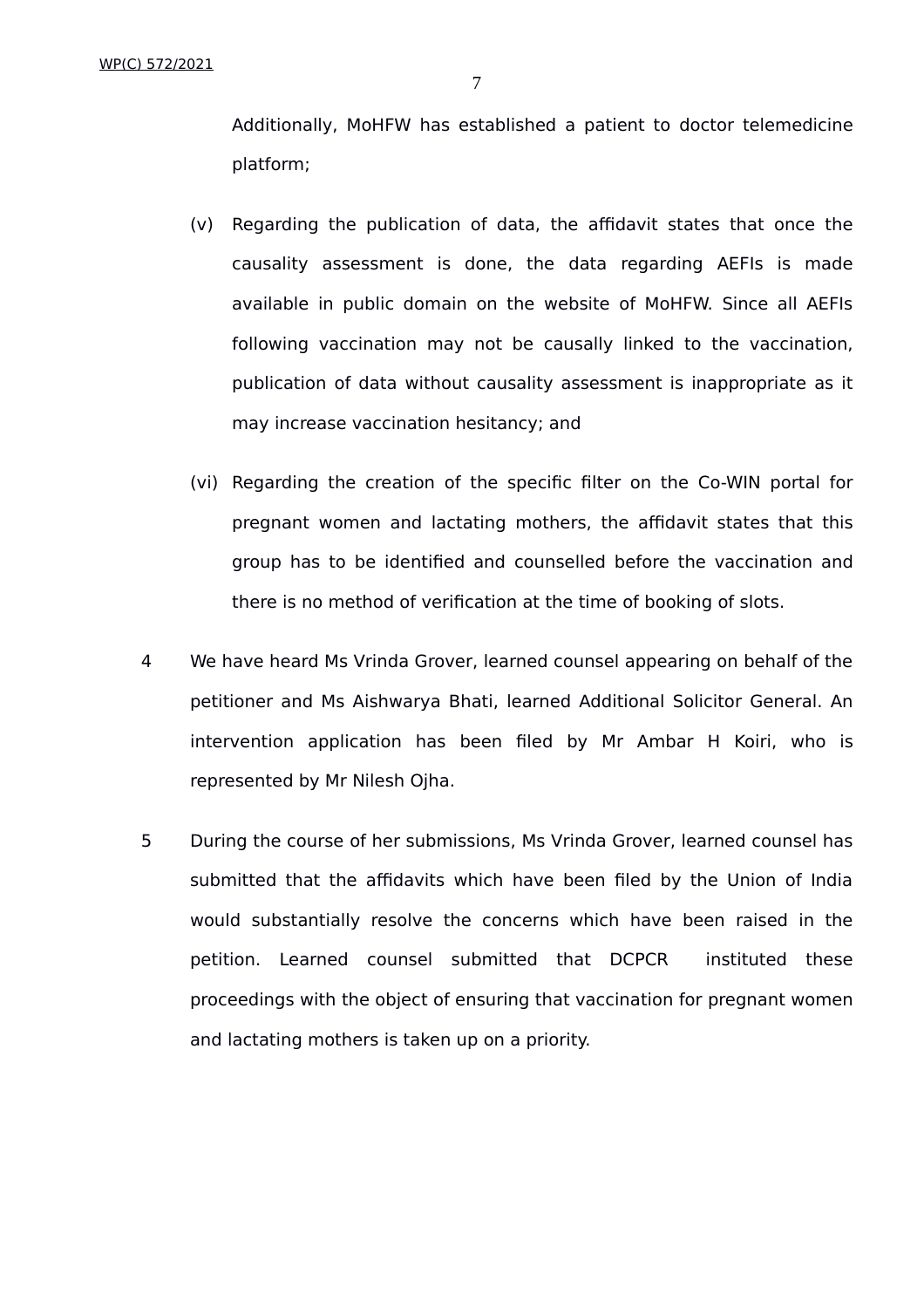Additionally, MoHFW has established a patient to doctor telemedicine platform;

(v) Regarding the publication of data, the affidavit states that once the causality assessment is done, the data regarding AEFIs is made available in public domain on the website of MoHFW. Since all AEFIs following vaccination may not be causally linked to the vaccination, publication of data without causality assessment is inappropriate as it may increase vaccination hesitancy; and

(vi) Regarding the creation of the specific filter on the Co-WIN portal for pregnant women and lactating mothers, the affidavit states that this group has to be identified and counselled before the vaccination and there is no method of verification at the time of booking of slots.

4 We have heard Ms Vrinda Grover, learned counsel appearing on behalf of the petitioner and Ms Aishwarya Bhati, learned Additional Solicitor General. An intervention application has been filed by Mr Ambar H Koiri, who is represented by Mr Nilesh Ojha.

5 During the course of her submissions, Ms Vrinda Grover, learned counsel has submitted that the affidavits which have been filed by the Union of India would substantially resolve the concerns which have been raised in the petition. Learned counsel submitted that DCPCR instituted these proceedings with the object of ensuring that vaccination for pregnant women and lactating mothers is taken up on a priority.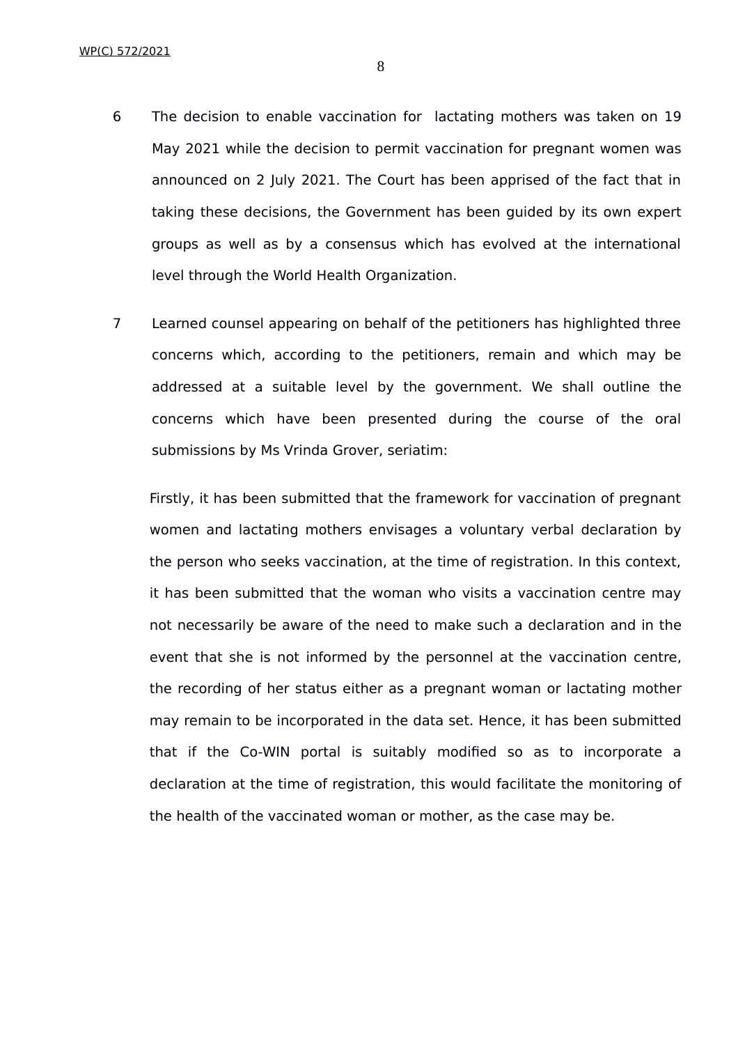6 The decision to enable vaccination for lactating mothers was taken on 19 May 2021 while the decision to permit vaccination for pregnant women was announced on 2 July 2021. The Court has been apprised of the fact that in taking these decisions, the Government has been guided by its own expert groups as well as by a consensus which has evolved at the international level through the World Health Organization.

7 Learned counsel appearing on behalf of the petitioners has highlighted three concerns which, according to the petitioners, remain and which may be addressed at a suitable level by the government. We shall outline the concerns which have been presented during the course of the oral submissions by Ms Vrinda Grover, seriatim:

Firstly, it has been submitted that the framework for vaccination of pregnant women and lactating mothers envisages a voluntary verbal declaration by the person who seeks vaccination, at the time of registration. In this context, it has been submitted that the woman who visits a vaccination centre may not necessarily be aware of the need to make such a declaration and in the event that she is not informed by the personnel at the vaccination centre, the recording of her status either as a pregnant woman or lactating mother may remain to be incorporated in the data set. Hence, it has been submitted that if the Co-WIN portal is suitably modified so as to incorporate a declaration at the time of registration, this would facilitate the monitoring of the health of the vaccinated woman or mother, as the case may be.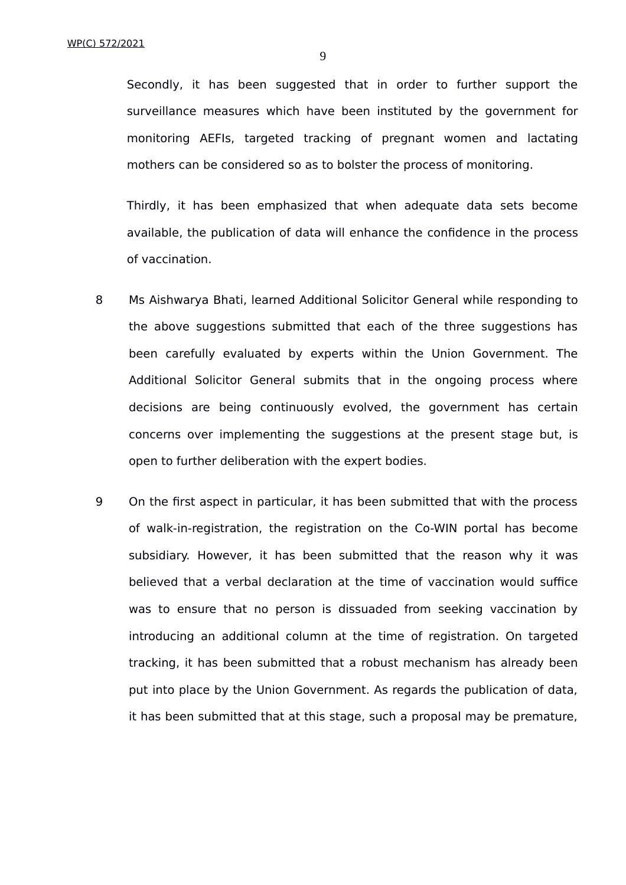Secondly, it has been suggested that in order to further support the surveillance measures which have been instituted by the government for monitoring AEFIs, targeted tracking of pregnant women and lactating mothers can be considered so as to bolster the process of monitoring.

Thirdly, it has been emphasized that when adequate data sets become available, the publication of data will enhance the confidence in the process of vaccination.

8 Ms Aishwarya Bhati, learned Additional Solicitor General while responding to the above suggestions submitted that each of the three suggestions has been carefully evaluated by experts within the Union Government. The Additional Solicitor General submits that in the ongoing process where decisions are being continuously evolved, the government has certain concerns over implementing the suggestions at the present stage but, is open to further deliberation with the expert bodies.

9 On the first aspect in particular, it has been submitted that with the process of walk-in-registration, the registration on the Co-WIN portal has become subsidiary. However, it has been submitted that the reason why it was believed that a verbal declaration at the time of vaccination would suffice was to ensure that no person is dissuaded from seeking vaccination by introducing an additional column at the time of registration. On targeted tracking, it has been submitted that a robust mechanism has already been put into place by the Union Government. As regards the publication of data, it has been submitted that at this stage, such a proposal may be premature,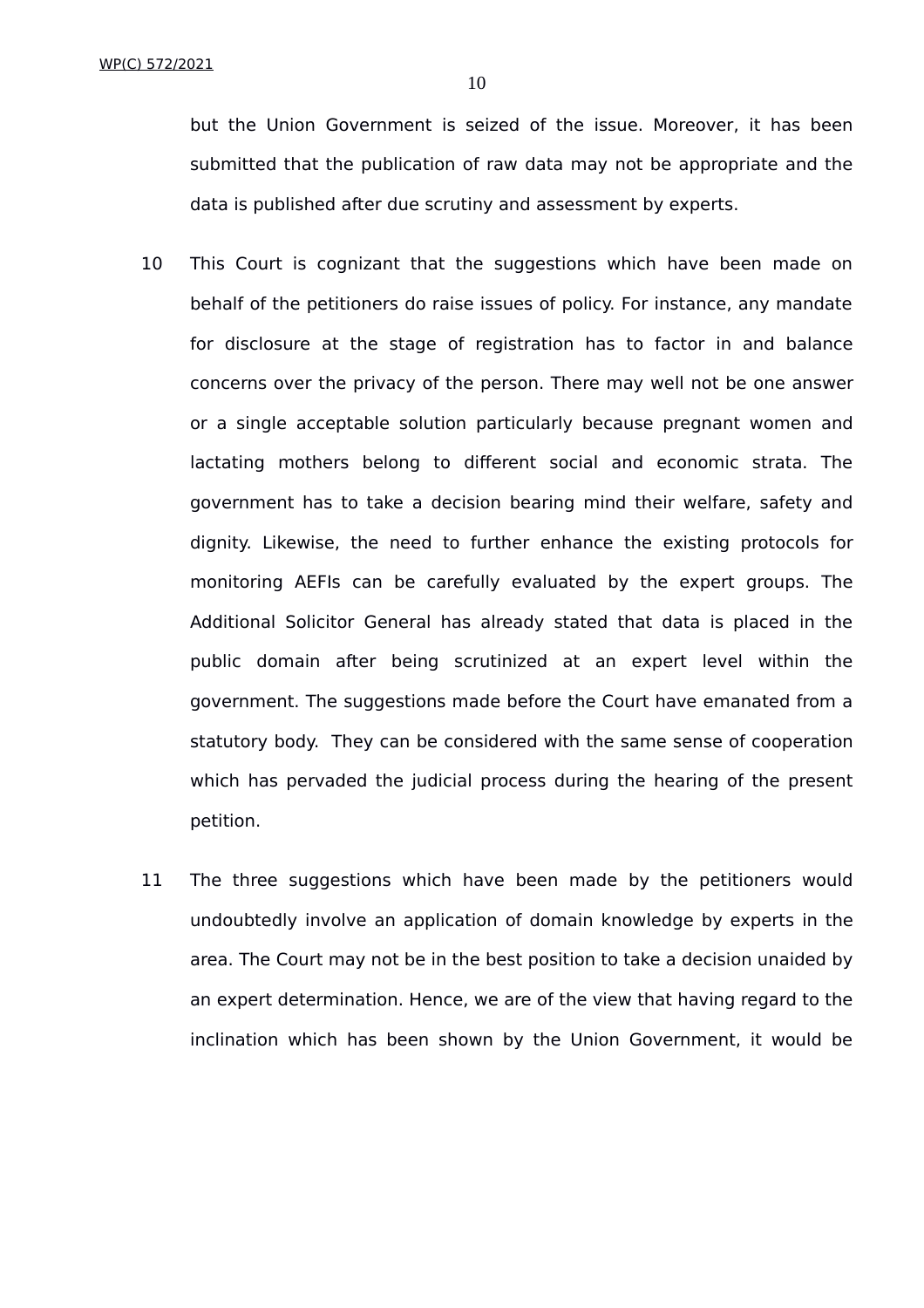but the Union Government is seized of the issue. Moreover, it has been submitted that the publication of raw data may not be appropriate and the data is published after due scrutiny and assessment by experts.

10 This Court is cognizant that the suggestions which have been made on behalf of the petitioners do raise issues of policy. For instance, any mandate for disclosure at the stage of registration has to factor in and balance concerns over the privacy of the person. There may well not be one answer or a single acceptable solution particularly because pregnant women and lactating mothers belong to different social and economic strata. The government has to take a decision bearing mind their welfare, safety and dignity. Likewise, the need to further enhance the existing protocols for monitoring AEFIs can be carefully evaluated by the expert groups. The Additional Solicitor General has already stated that data is placed in the public domain after being scrutinized at an expert level within the government. The suggestions made before the Court have emanated from a statutory body. They can be considered with the same sense of cooperation which has pervaded the judicial process during the hearing of the present petition.

11 The three suggestions which have been made by the petitioners would undoubtedly involve an application of domain knowledge by experts in the area. The Court may not be in the best position to take a decision unaided by an expert determination. Hence, we are of the view that having regard to the inclination which has been shown by the Union Government, it would be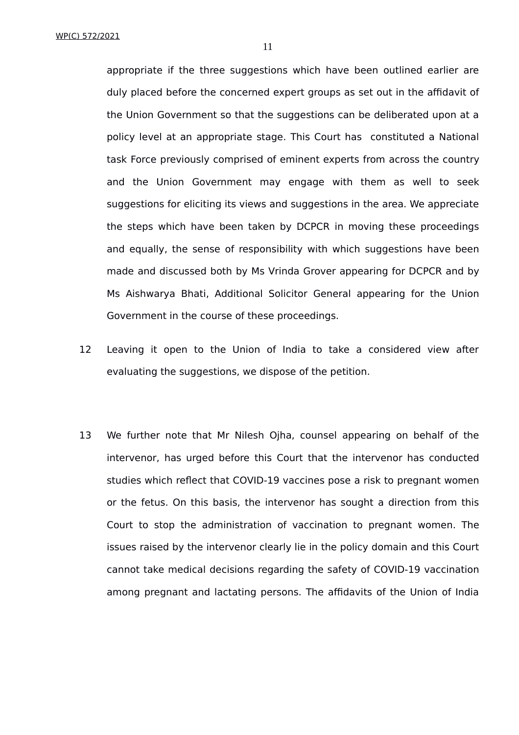appropriate if the three suggestions which have been outlined earlier are duly placed before the concerned expert groups as set out in the affidavit of the Union Government so that the suggestions can be deliberated upon at a policy level at an appropriate stage. This Court has constituted a National task Force previously comprised of eminent experts from across the country and the Union Government may engage with them as well to seek suggestions for eliciting its views and suggestions in the area. We appreciate the steps which have been taken by DCPCR in moving these proceedings and equally, the sense of responsibility with which suggestions have been made and discussed both by Ms Vrinda Grover appearing for DCPCR and by Ms Aishwarya Bhati, Additional Solicitor General appearing for the Union Government in the course of these proceedings.

12 Leaving it open to the Union of India to take a considered view after evaluating the suggestions, we dispose of the petition.

13 We further note that Mr Nilesh Ojha, counsel appearing on behalf of the intervenor, has urged before this Court that the intervenor has conducted studies which reflect that COVID-19 vaccines pose a risk to pregnant women or the fetus. On this basis, the intervenor has sought a direction from this Court to stop the administration of vaccination to pregnant women. The issues raised by the intervenor clearly lie in the policy domain and this Court cannot take medical decisions regarding the safety of COVID-19 vaccination among pregnant and lactating persons. The affidavits of the Union of India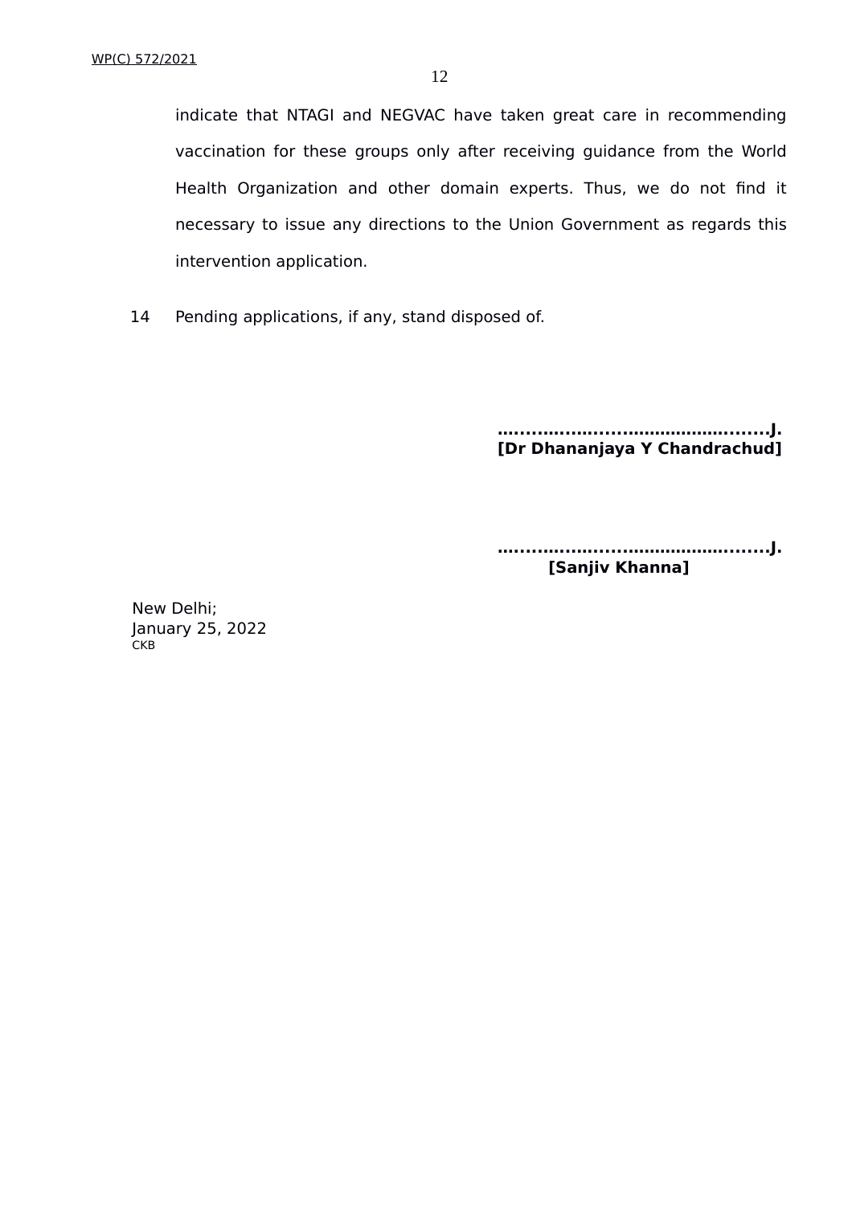indicate that NTAGI and NEGVAC have taken great care in recommending vaccination for these groups only after receiving guidance from the World Health Organization and other domain experts. Thus, we do not find it necessary to issue any directions to the Union Government as regards this intervention application.

14 Pending applications, if any, stand disposed of.

**…………………………………………J.**
**[Dr Dhananjaya Y Chandrachud]**

**…………………………………………J.**
**[Sanjiv Khanna]**

New Delhi;
January 25, 2022
CKB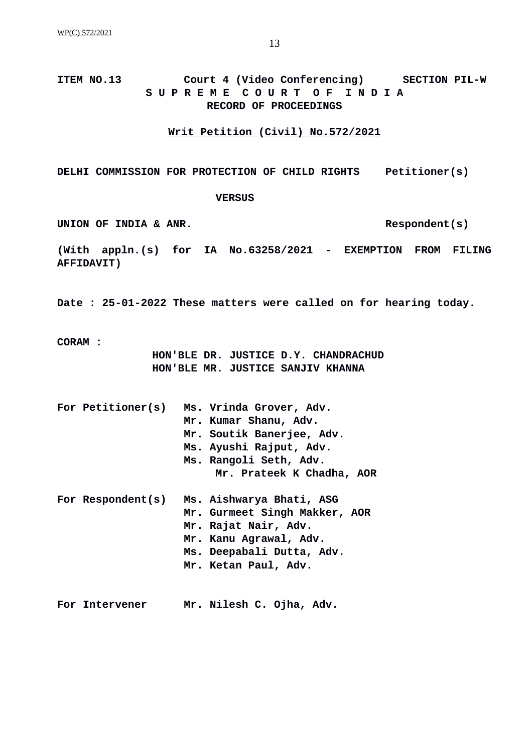**ITEM NO.13 Court 4 (Video Conferencing) SECTION PIL-W**

**S U P R E M E C O U R T O F I N D I A**

**RECORD OF PROCEEDINGS**

**Writ Petition (Civil) No.572/2021**

**DELHI COMMISSION FOR PROTECTION OF CHILD RIGHTS Petitioner(s)**

**VERSUS**

**UNION OF INDIA & ANR. Respondent(s)**

**(With appln.(s) for IA No.63258/2021 - EXEMPTION FROM FILING AFFIDAVIT)**

**Date : 25-01-2022 These matters were called on for hearing today.**

**CORAM :**

**HON'BLE DR. JUSTICE D.Y. CHANDRACHUD**
**HON'BLE MR. JUSTICE SANJIV KHANNA**

**For Petitioner(s)**
**Ms. Vrinda Grover, Adv.**
**Mr. Kumar Shanu, Adv.**
**Mr. Soutik Banerjee, Adv.**
**Ms. Ayushi Rajput, Adv.**
**Ms. Rangoli Seth, Adv.**
**Mr. Prateek K Chadha, AOR**

**For Respondent(s)**
**Ms. Aishwarya Bhati, ASG**
**Mr. Gurmeet Singh Makker, AOR**
**Mr. Rajat Nair, Adv.**
**Mr. Kanu Agrawal, Adv.**
**Ms. Deepabali Dutta, Adv.**
**Mr. Ketan Paul, Adv.**

**For Intervener**
**Mr. Nilesh C. Ojha, Adv.**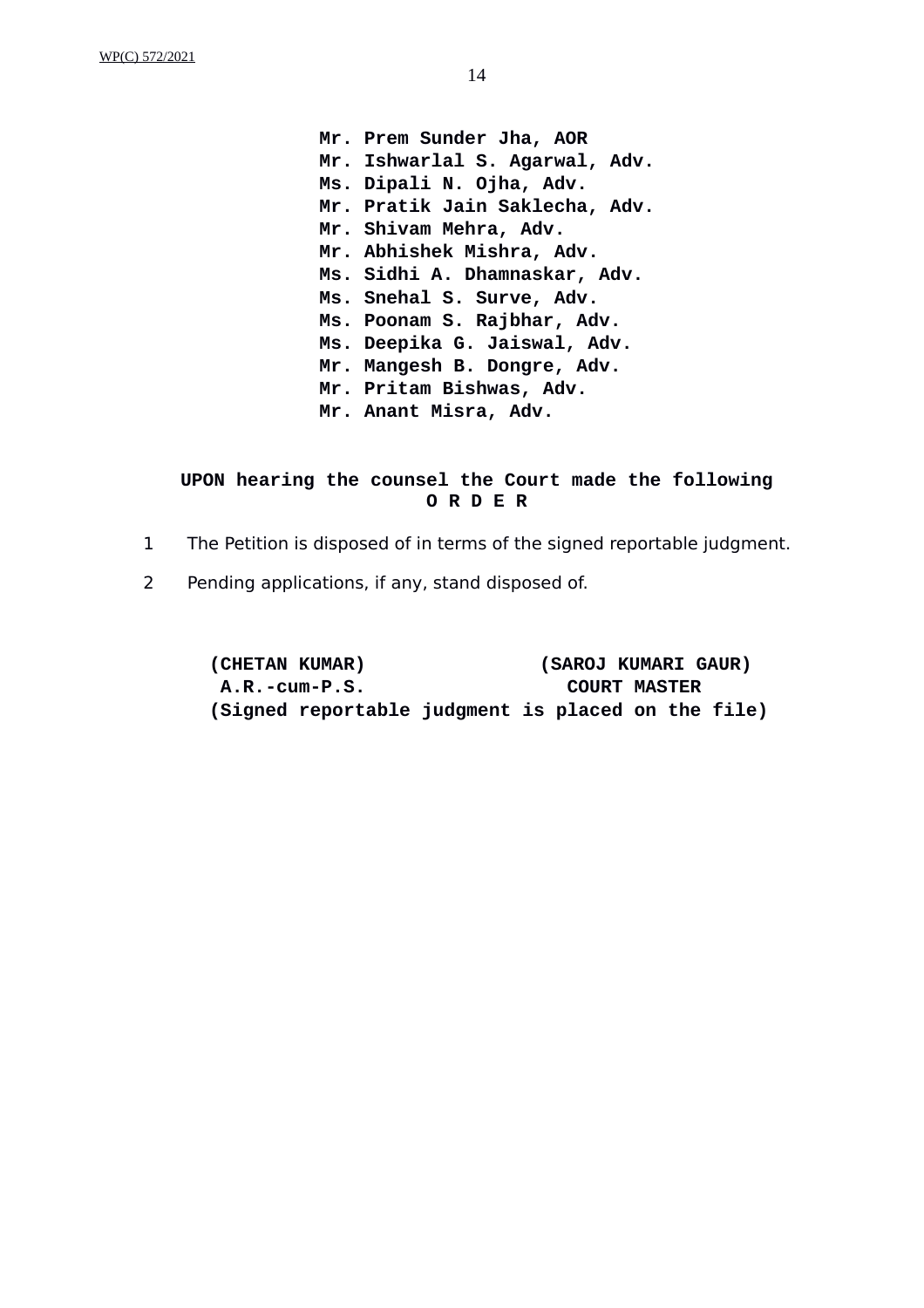**Mr. Prem Sunder Jha, AOR**
**Mr. Ishwarlal S. Agarwal, Adv.**
**Ms. Dipali N. Ojha, Adv.**
**Mr. Pratik Jain Saklecha, Adv.**
**Mr. Shivam Mehra, Adv.**
**Mr. Abhishek Mishra, Adv.**
**Ms. Sidhi A. Dhamnaskar, Adv.**
**Ms. Snehal S. Surve, Adv.**
**Ms. Poonam S. Rajbhar, Adv.**
**Ms. Deepika G. Jaiswal, Adv.**
**Mr. Mangesh B. Dongre, Adv.**
**Mr. Pritam Bishwas, Adv.**
**Mr. Anant Misra, Adv.**

**UPON hearing the counsel the Court made the following**
**O R D E R**

1 The Petition is disposed of in terms of the signed reportable judgment.

2 Pending applications, if any, stand disposed of.

**(CHETAN KUMAR)** **(SAROJ KUMARI GAUR)**
**A.R.-cum-P.S.** **COURT MASTER**
**(Signed reportable judgment is placed on the file)**